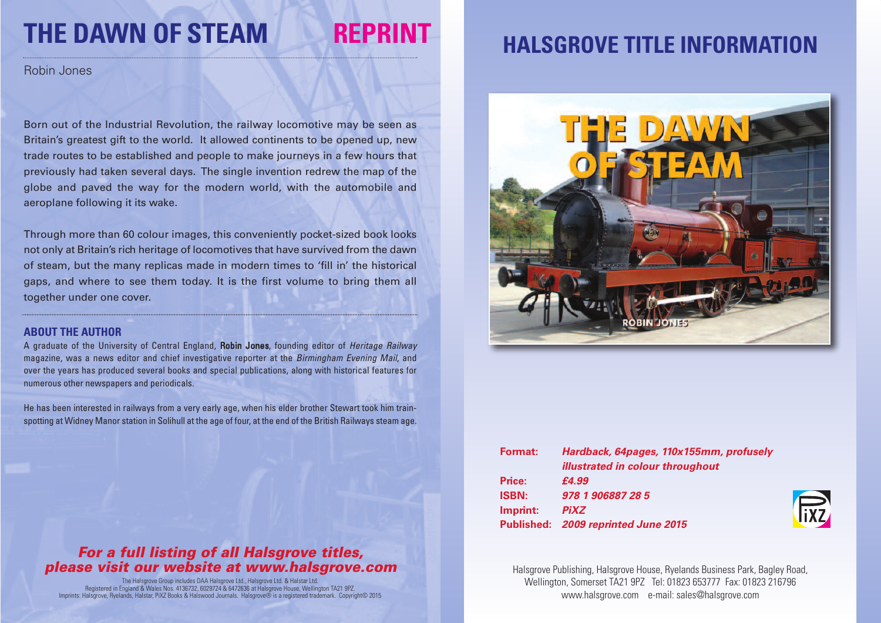# THE DAWN OF STEAM REPRINT

Robin Jones

Born out of the Industrial Revolution, the railway locomotive may be seen as Britain's greatest gift to the world. It allowed continents to be opened up, new trade routes to be established and people to make journeys in a few hours that previously had taken several days. The single invention redrew the map of the globe and paved the way for the modern world, with the automobile and aeroplane following it its wake.

Through more than 60 colour images, this conveniently pocket-sized book looks not only at Britain's rich heritage of locomotives that have survived from the dawn of steam, but the many replicas made in modern times to 'fill in' the historical gaps, and where to see them today. It is the first volume to bring them all together under one cover.

## ABOUT THE AUTHOR

A graduate of the University of Central England, **Robin Jones**, founding editor of *Heritage Railway* magazine, was a news editor and chief investigative reporter at the *Birmingham Evening Mail*, and over the years has produced several books and special publications, along with historical features for numerous other newspapers and periodicals.

He has been interested in railways from a very early age, when his elder brother Stewart took him train-spotting at Widney Manor station in Solihull at the age of four, at the end of the British Railways steam age.

***For a full listing of all Halsgrove titles, please visit our website at www.halsgrove.com***

The Halsgrove Group includes DAA Halsgrove Ltd., Halsgrove Ltd. & Halstar Ltd.
Registered in England & Wales Nos. 4136732, 6029724 & 6472636 at Halsgrove House, Wellington TA21 9PZ.
Imprints: Halsgrove, Ryelands, Halstar, PiXZ Books & Halswood Journals. Halsgrove® is a registered trademark. Copyright© 2015

# HALSGROVE TITLE INFORMATION

THE DAWN OF STEAM

ROBIN JONES

**Format:** *Hardback, 64pages, 110x155mm, profusely illustrated in colour throughout*
**Price:** *£4.99*
**ISBN:** *978 1 906887 28 5*
**Imprint:** *PiXZ*
**Published:** *2009 reprinted June 2015*

Halsgrove Publishing, Halsgrove House, Ryelands Business Park, Bagley Road, Wellington, Somerset TA21 9PZ Tel: 01823 653777 Fax: 01823 216796
www.halsgrove.com e-mail: sales@halsgrove.com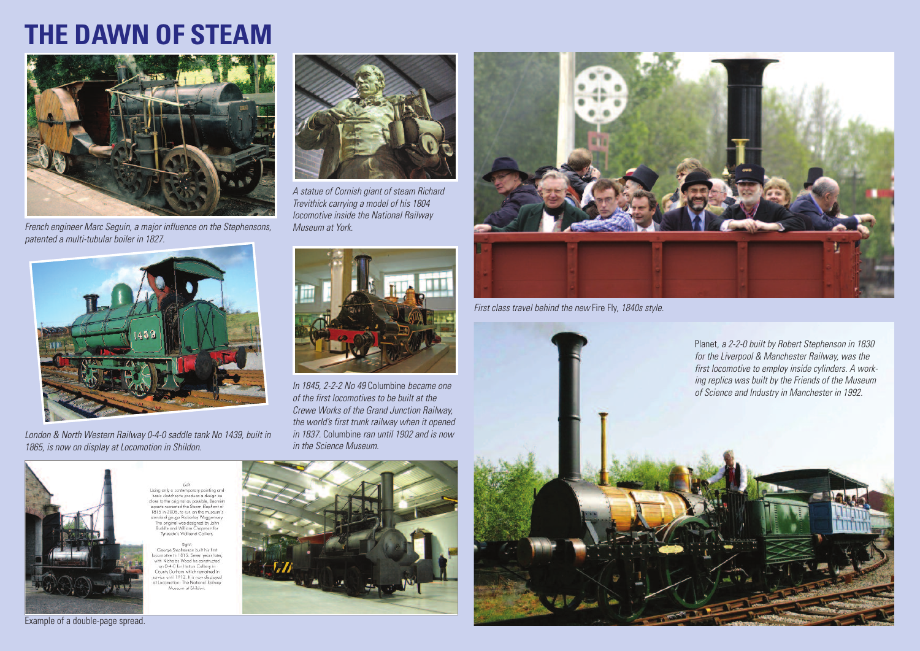# THE DAWN OF STEAM

*French engineer Marc Seguin, a major influence on the Stephensons, patented a multi-tubular boiler in 1827.*

*A statue of Cornish giant of steam Richard Trevithick carrying a model of his 1804 locomotive inside the National Railway Museum at York.*

*First class travel behind the new* Fire Fly*, 1840s style.*

*London & North Western Railway 0-4-0 saddle tank No 1439, built in 1865, is now on display at Locomotion in Shildon.*

*In 1845, 2-2-2 No 49* Columbine *became one of the first locomotives to be built at the Crewe Works of the Grand Junction Railway, the world's first trunk railway when it opened in 1837.* Columbine *ran until 1902 and is now in the Science Museum.*

Planet*, a 2-2-0 built by Robert Stephenson in 1830 for the Liverpool & Manchester Railway, was the first locomotive to employ inside cylinders. A working replica was built by the Friends of the Museum of Science and Industry in Manchester in 1992.*

Left:
Using only a contemporary painting and basic sketches to produce a design as close to the original as possible, Beamish experts recreated the Steam Elephant of 1815 in 2006, to run on the museum's standard gauge Pockerley Waggonway. The original was designed by John Buddle and William Chapman for Tyneside's Wallsend Colliery.

Right:
George Stephenson built his first locomotive in 1815. Seven years later, with Nicholas Wood he constructed an 0-4-0 for Hetton Colliery in County Durham which remained in service until 1912. It is now displayed at Locomotion: The National Railway Museum at Shildon.

Example of a double-page spread.